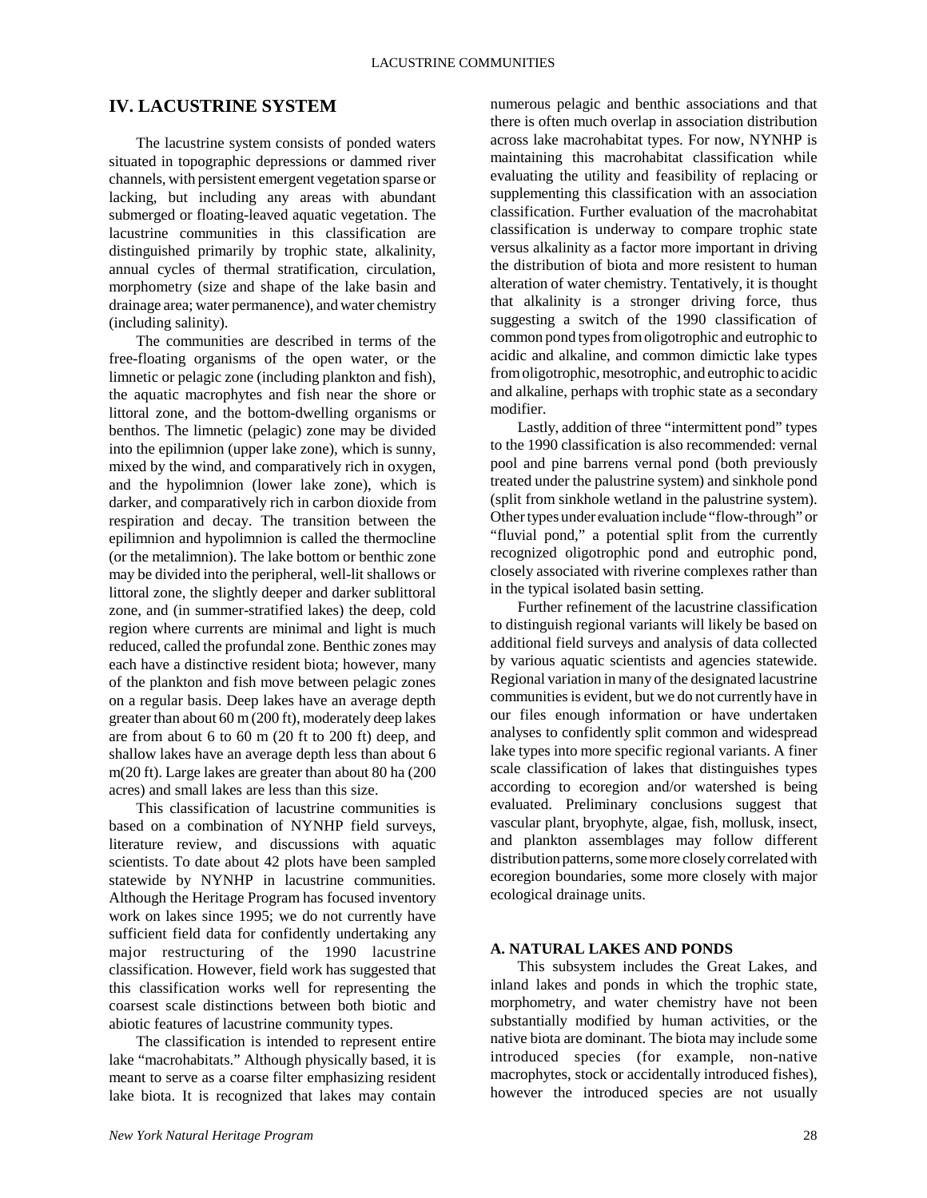## IV. LACUSTRINE SYSTEM

The lacustrine system consists of ponded waters situated in topographic depressions or dammed river channels, with persistent emergent vegetation sparse or lacking, but including any areas with abundant submerged or floating-leaved aquatic vegetation. The lacustrine communities in this classification are distinguished primarily by trophic state, alkalinity, annual cycles of thermal stratification, circulation, morphometry (size and shape of the lake basin and drainage area; water permanence), and water chemistry (including salinity).

The communities are described in terms of the free-floating organisms of the open water, or the limnetic or pelagic zone (including plankton and fish), the aquatic macrophytes and fish near the shore or littoral zone, and the bottom-dwelling organisms or benthos. The limnetic (pelagic) zone may be divided into the epilimnion (upper lake zone), which is sunny, mixed by the wind, and comparatively rich in oxygen, and the hypolimnion (lower lake zone), which is darker, and comparatively rich in carbon dioxide from respiration and decay. The transition between the epilimnion and hypolimnion is called the thermocline (or the metalimnion). The lake bottom or benthic zone may be divided into the peripheral, well-lit shallows or littoral zone, the slightly deeper and darker sublittoral zone, and (in summer-stratified lakes) the deep, cold region where currents are minimal and light is much reduced, called the profundal zone. Benthic zones may each have a distinctive resident biota; however, many of the plankton and fish move between pelagic zones on a regular basis. Deep lakes have an average depth greater than about 60 m (200 ft), moderately deep lakes are from about 6 to 60 m (20 ft to 200 ft) deep, and shallow lakes have an average depth less than about 6 m(20 ft). Large lakes are greater than about 80 ha (200 acres) and small lakes are less than this size.

This classification of lacustrine communities is based on a combination of NYNHP field surveys, literature review, and discussions with aquatic scientists. To date about 42 plots have been sampled statewide by NYNHP in lacustrine communities. Although the Heritage Program has focused inventory work on lakes since 1995; we do not currently have sufficient field data for confidently undertaking any major restructuring of the 1990 lacustrine classification. However, field work has suggested that this classification works well for representing the coarsest scale distinctions between both biotic and abiotic features of lacustrine community types.

The classification is intended to represent entire lake "macrohabitats." Although physically based, it is meant to serve as a coarse filter emphasizing resident lake biota. It is recognized that lakes may contain numerous pelagic and benthic associations and that there is often much overlap in association distribution across lake macrohabitat types. For now, NYNHP is maintaining this macrohabitat classification while evaluating the utility and feasibility of replacing or supplementing this classification with an association classification. Further evaluation of the macrohabitat classification is underway to compare trophic state versus alkalinity as a factor more important in driving the distribution of biota and more resistent to human alteration of water chemistry. Tentatively, it is thought that alkalinity is a stronger driving force, thus suggesting a switch of the 1990 classification of common pond types from oligotrophic and eutrophic to acidic and alkaline, and common dimictic lake types from oligotrophic, mesotrophic, and eutrophic to acidic and alkaline, perhaps with trophic state as a secondary modifier.

Lastly, addition of three "intermittent pond" types to the 1990 classification is also recommended: vernal pool and pine barrens vernal pond (both previously treated under the palustrine system) and sinkhole pond (split from sinkhole wetland in the palustrine system). Other types under evaluation include "flow-through" or "fluvial pond," a potential split from the currently recognized oligotrophic pond and eutrophic pond, closely associated with riverine complexes rather than in the typical isolated basin setting.

Further refinement of the lacustrine classification to distinguish regional variants will likely be based on additional field surveys and analysis of data collected by various aquatic scientists and agencies statewide. Regional variation in many of the designated lacustrine communities is evident, but we do not currently have in our files enough information or have undertaken analyses to confidently split common and widespread lake types into more specific regional variants. A finer scale classification of lakes that distinguishes types according to ecoregion and/or watershed is being evaluated. Preliminary conclusions suggest that vascular plant, bryophyte, algae, fish, mollusk, insect, and plankton assemblages may follow different distribution patterns, some more closely correlated with ecoregion boundaries, some more closely with major ecological drainage units.

### A. NATURAL LAKES AND PONDS

This subsystem includes the Great Lakes, and inland lakes and ponds in which the trophic state, morphometry, and water chemistry have not been substantially modified by human activities, or the native biota are dominant. The biota may include some introduced species (for example, non-native macrophytes, stock or accidentally introduced fishes), however the introduced species are not usually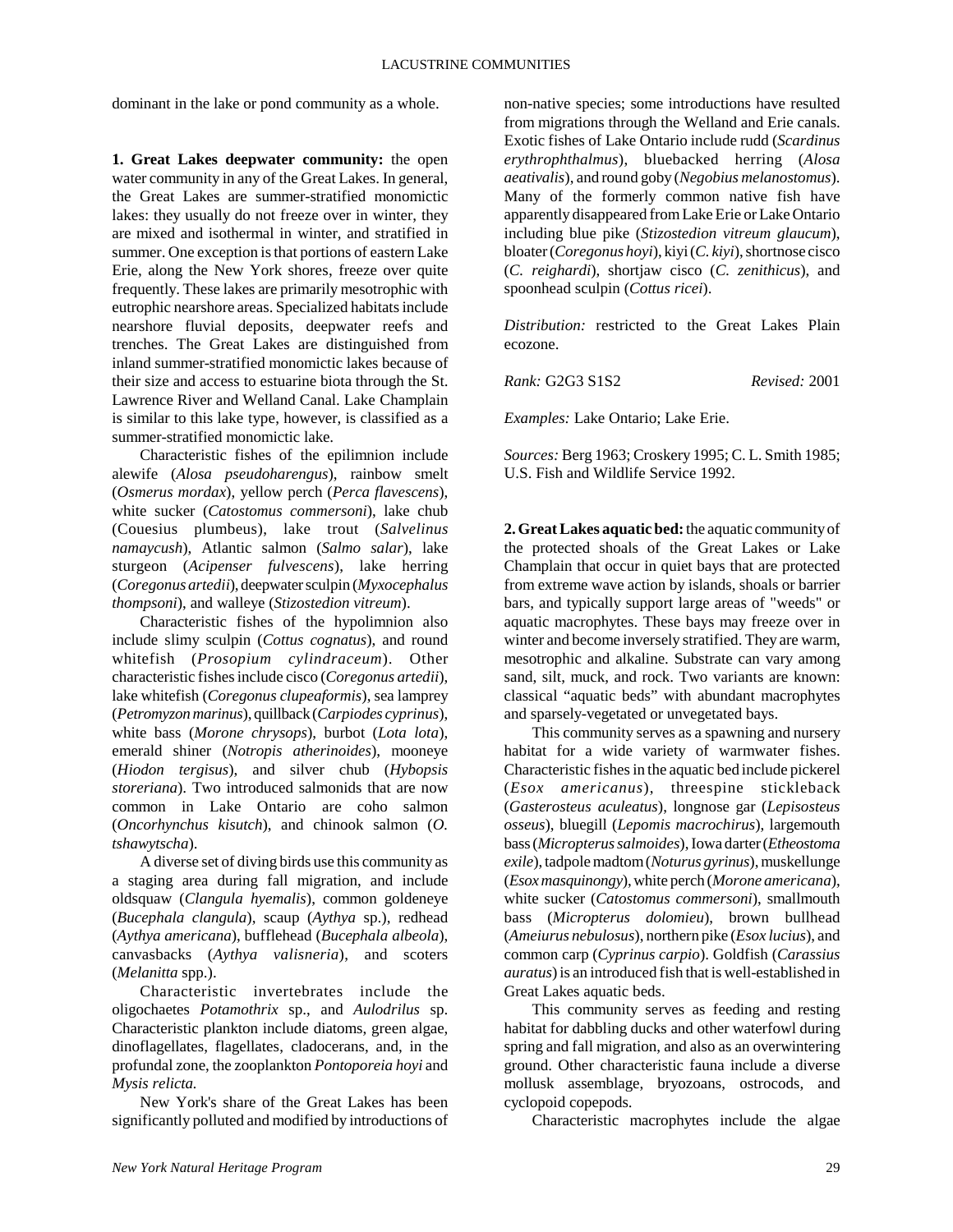dominant in the lake or pond community as a whole.

**1. Great Lakes deepwater community:** the open water community in any of the Great Lakes. In general, the Great Lakes are summer-stratified monomictic lakes: they usually do not freeze over in winter, they are mixed and isothermal in winter, and stratified in summer. One exception is that portions of eastern Lake Erie, along the New York shores, freeze over quite frequently. These lakes are primarily mesotrophic with eutrophic nearshore areas. Specialized habitats include nearshore fluvial deposits, deepwater reefs and trenches. The Great Lakes are distinguished from inland summer-stratified monomictic lakes because of their size and access to estuarine biota through the St. Lawrence River and Welland Canal. Lake Champlain is similar to this lake type, however, is classified as a summer-stratified monomictic lake.

Characteristic fishes of the epilimnion include alewife (*Alosa pseudoharengus*), rainbow smelt (*Osmerus mordax*), yellow perch (*Perca flavescens*), white sucker (*Catostomus commersoni*), lake chub (Couesius plumbeus), lake trout (*Salvelinus namaycush*), Atlantic salmon (*Salmo salar*), lake sturgeon (*Acipenser fulvescens*), lake herring (*Coregonus artedii*), deepwater sculpin (*Myxocephalus thompsoni*), and walleye (*Stizostedion vitreum*).

Characteristic fishes of the hypolimnion also include slimy sculpin (*Cottus cognatus*), and round whitefish (*Prosopium cylindraceum*). Other characteristic fishes include cisco (*Coregonus artedii*), lake whitefish (*Coregonus clupeaformis*), sea lamprey (*Petromyzon marinus*), quillback (*Carpiodes cyprinus*), white bass (*Morone chrysops*), burbot (*Lota lota*), emerald shiner (*Notropis atherinoides*), mooneye (*Hiodon tergisus*), and silver chub (*Hybopsis storeriana*). Two introduced salmonids that are now common in Lake Ontario are coho salmon (*Oncorhynchus kisutch*), and chinook salmon (*O. tshawytscha*).

A diverse set of diving birds use this community as a staging area during fall migration, and include oldsquaw (*Clangula hyemalis*), common goldeneye (*Bucephala clangula*), scaup (*Aythya* sp.), redhead (*Aythya americana*), bufflehead (*Bucephala albeola*), canvasbacks (*Aythya valisneria*), and scoters (*Melanitta* spp.).

Characteristic invertebrates include the oligochaetes *Potamothrix* sp., and *Aulodrilus* sp. Characteristic plankton include diatoms, green algae, dinoflagellates, flagellates, cladocerans, and, in the profundal zone, the zooplankton *Pontoporeia hoyi* and *Mysis relicta.*

New York's share of the Great Lakes has been significantly polluted and modified by introductions of non-native species; some introductions have resulted from migrations through the Welland and Erie canals. Exotic fishes of Lake Ontario include rudd (*Scardinus erythrophthalmus*), bluebacked herring (*Alosa aeativalis*), and round goby (*Negobius melanostomus*). Many of the formerly common native fish have apparently disappeared from Lake Erie or Lake Ontario including blue pike (*Stizostedion vitreum glaucum*), bloater (*Coregonus hoyi*), kiyi (*C. kiyi*), shortnose cisco (*C. reighardi*), shortjaw cisco (*C. zenithicus*), and spoonhead sculpin (*Cottus ricei*).

*Distribution:* restricted to the Great Lakes Plain ecozone.

*Rank:* G2G3 S1S2 *Revised:* 2001

*Examples:* Lake Ontario; Lake Erie.

*Sources:* Berg 1963; Croskery 1995; C. L. Smith 1985; U.S. Fish and Wildlife Service 1992.

**2. Great Lakes aquatic bed:** the aquatic community of the protected shoals of the Great Lakes or Lake Champlain that occur in quiet bays that are protected from extreme wave action by islands, shoals or barrier bars, and typically support large areas of "weeds" or aquatic macrophytes. These bays may freeze over in winter and become inversely stratified. They are warm, mesotrophic and alkaline. Substrate can vary among sand, silt, muck, and rock. Two variants are known: classical "aquatic beds" with abundant macrophytes and sparsely-vegetated or unvegetated bays.

This community serves as a spawning and nursery habitat for a wide variety of warmwater fishes. Characteristic fishes in the aquatic bed include pickerel (*Esox americanus*), threespine stickleback (*Gasterosteus aculeatus*), longnose gar (*Lepisosteus osseus*), bluegill (*Lepomis macrochirus*), largemouth bass (*Micropterus salmoides*), Iowa darter (*Etheostoma exile*), tadpole madtom (*Noturus gyrinus*), muskellunge (*Esox masquinongy*), white perch (*Morone americana*), white sucker (*Catostomus commersoni*), smallmouth bass (*Micropterus dolomieu*), brown bullhead (*Ameiurus nebulosus*), northern pike (*Esox lucius*), and common carp (*Cyprinus carpio*). Goldfish (*Carassius auratus*) is an introduced fish that is well-established in Great Lakes aquatic beds.

This community serves as feeding and resting habitat for dabbling ducks and other waterfowl during spring and fall migration, and also as an overwintering ground. Other characteristic fauna include a diverse mollusk assemblage, bryozoans, ostrocods, and cyclopoid copepods.

Characteristic macrophytes include the algae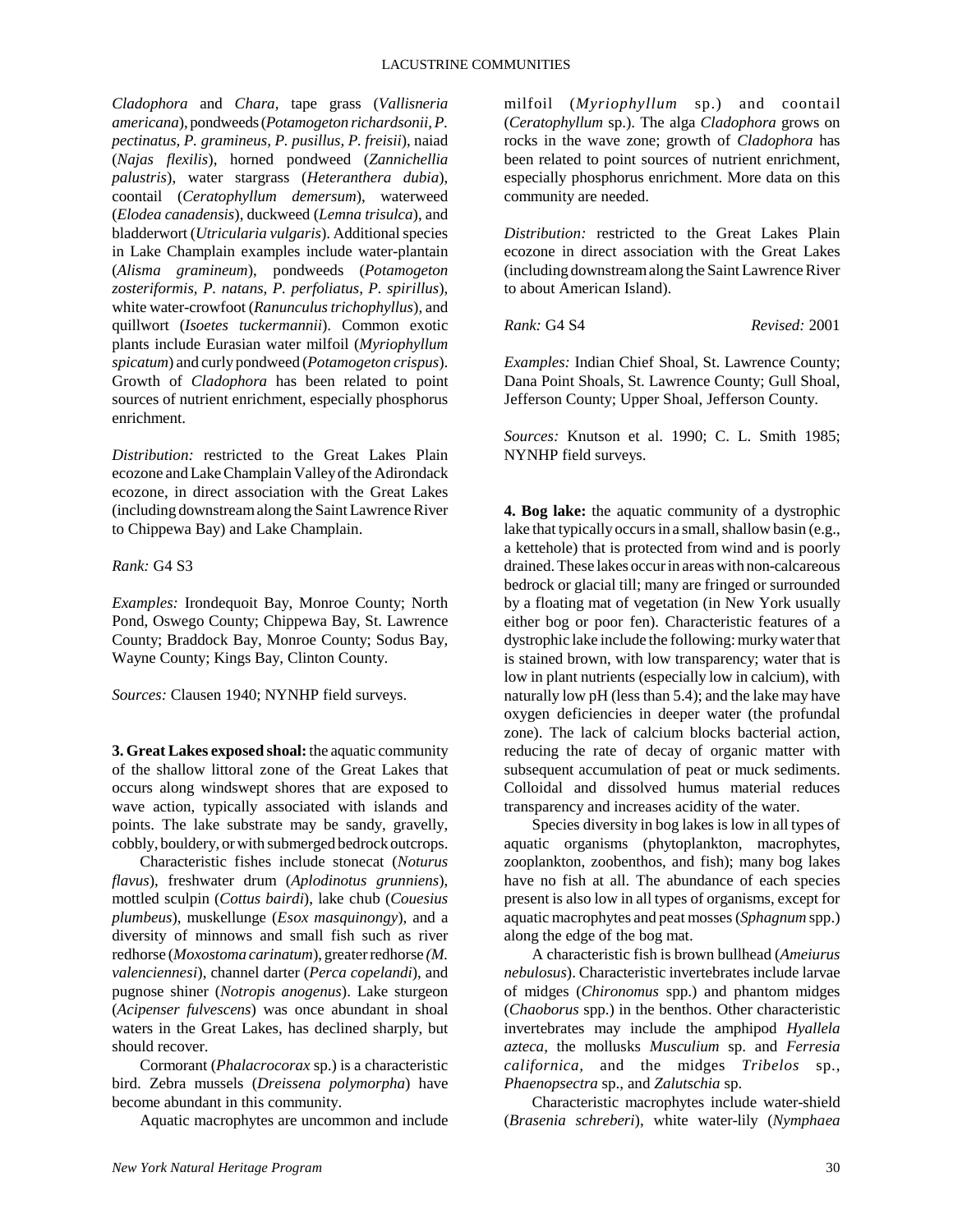*Cladophora* and *Chara*, tape grass (*Vallisneria americana*), pondweeds (*Potamogeton richardsonii, P. pectinatus, P. gramineus, P. pusillus, P. freisii*), naiad (*Najas flexilis*), horned pondweed (*Zannichellia palustris*), water stargrass (*Heteranthera dubia*), coontail (*Ceratophyllum demersum*), waterweed (*Elodea canadensis*), duckweed (*Lemna trisulca*), and bladderwort (*Utricularia vulgaris*). Additional species in Lake Champlain examples include water-plantain (*Alisma gramineum*), pondweeds (*Potamogeton zosteriformis, P. natans, P. perfoliatus, P. spirillus*), white water-crowfoot (*Ranunculus trichophyllus*), and quillwort (*Isoetes tuckermannii*). Common exotic plants include Eurasian water milfoil (*Myriophyllum spicatum*) and curly pondweed (*Potamogeton crispus*). Growth of *Cladophora* has been related to point sources of nutrient enrichment, especially phosphorus enrichment.

*Distribution:* restricted to the Great Lakes Plain ecozone and Lake Champlain Valley of the Adirondack ecozone, in direct association with the Great Lakes (including downstream along the Saint Lawrence River to Chippewa Bay) and Lake Champlain.

*Rank:* G4 S3

*Examples:* Irondequoit Bay, Monroe County; North Pond, Oswego County; Chippewa Bay, St. Lawrence County; Braddock Bay, Monroe County; Sodus Bay, Wayne County; Kings Bay, Clinton County.

*Sources:* Clausen 1940; NYNHP field surveys.

**3. Great Lakes exposed shoal:** the aquatic community of the shallow littoral zone of the Great Lakes that occurs along windswept shores that are exposed to wave action, typically associated with islands and points. The lake substrate may be sandy, gravelly, cobbly, bouldery, or with submerged bedrock outcrops.

Characteristic fishes include stonecat (*Noturus flavus*), freshwater drum (*Aplodinotus grunniens*), mottled sculpin (*Cottus bairdi*), lake chub (*Couesius plumbeus*), muskellunge (*Esox masquinongy*), and a diversity of minnows and small fish such as river redhorse (*Moxostoma carinatum*), greater redhorse *(M. valenciennesi*), channel darter (*Perca copelandi*), and pugnose shiner (*Notropis anogenus*). Lake sturgeon (*Acipenser fulvescens*) was once abundant in shoal waters in the Great Lakes, has declined sharply, but should recover.

Cormorant (*Phalacrocorax* sp.) is a characteristic bird. Zebra mussels (*Dreissena polymorpha*) have become abundant in this community.

Aquatic macrophytes are uncommon and include milfoil (*Myriophyllum* sp.) and coontail (*Ceratophyllum* sp.). The alga *Cladophora* grows on rocks in the wave zone; growth of *Cladophora* has been related to point sources of nutrient enrichment, especially phosphorus enrichment. More data on this community are needed.

*Distribution:* restricted to the Great Lakes Plain ecozone in direct association with the Great Lakes (including downstream along the Saint Lawrence River to about American Island).

*Rank:* G4 S4 *Revised:* 2001

*Examples:* Indian Chief Shoal, St. Lawrence County; Dana Point Shoals, St. Lawrence County; Gull Shoal, Jefferson County; Upper Shoal, Jefferson County.

*Sources:* Knutson et al. 1990; C. L. Smith 1985; NYNHP field surveys.

**4. Bog lake:** the aquatic community of a dystrophic lake that typically occurs in a small, shallow basin (e.g., a kettehole) that is protected from wind and is poorly drained. These lakes occur in areas with non-calcareous bedrock or glacial till; many are fringed or surrounded by a floating mat of vegetation (in New York usually either bog or poor fen). Characteristic features of a dystrophic lake include the following: murky water that is stained brown, with low transparency; water that is low in plant nutrients (especially low in calcium), with naturally low pH (less than 5.4); and the lake may have oxygen deficiencies in deeper water (the profundal zone). The lack of calcium blocks bacterial action, reducing the rate of decay of organic matter with subsequent accumulation of peat or muck sediments. Colloidal and dissolved humus material reduces transparency and increases acidity of the water.

Species diversity in bog lakes is low in all types of aquatic organisms (phytoplankton, macrophytes, zooplankton, zoobenthos, and fish); many bog lakes have no fish at all. The abundance of each species present is also low in all types of organisms, except for aquatic macrophytes and peat mosses (*Sphagnum* spp.) along the edge of the bog mat.

A characteristic fish is brown bullhead (*Ameiurus nebulosus*). Characteristic invertebrates include larvae of midges (*Chironomus* spp.) and phantom midges (*Chaoborus* spp.) in the benthos. Other characteristic invertebrates may include the amphipod *Hyallela azteca*, the mollusks *Musculium* sp. and *Ferresia californica*, and the midges *Tribelos* sp., *Phaenopsectra* sp., and *Zalutschia* sp.

Characteristic macrophytes include water-shield (*Brasenia schreberi*), white water-lily (*Nymphaea*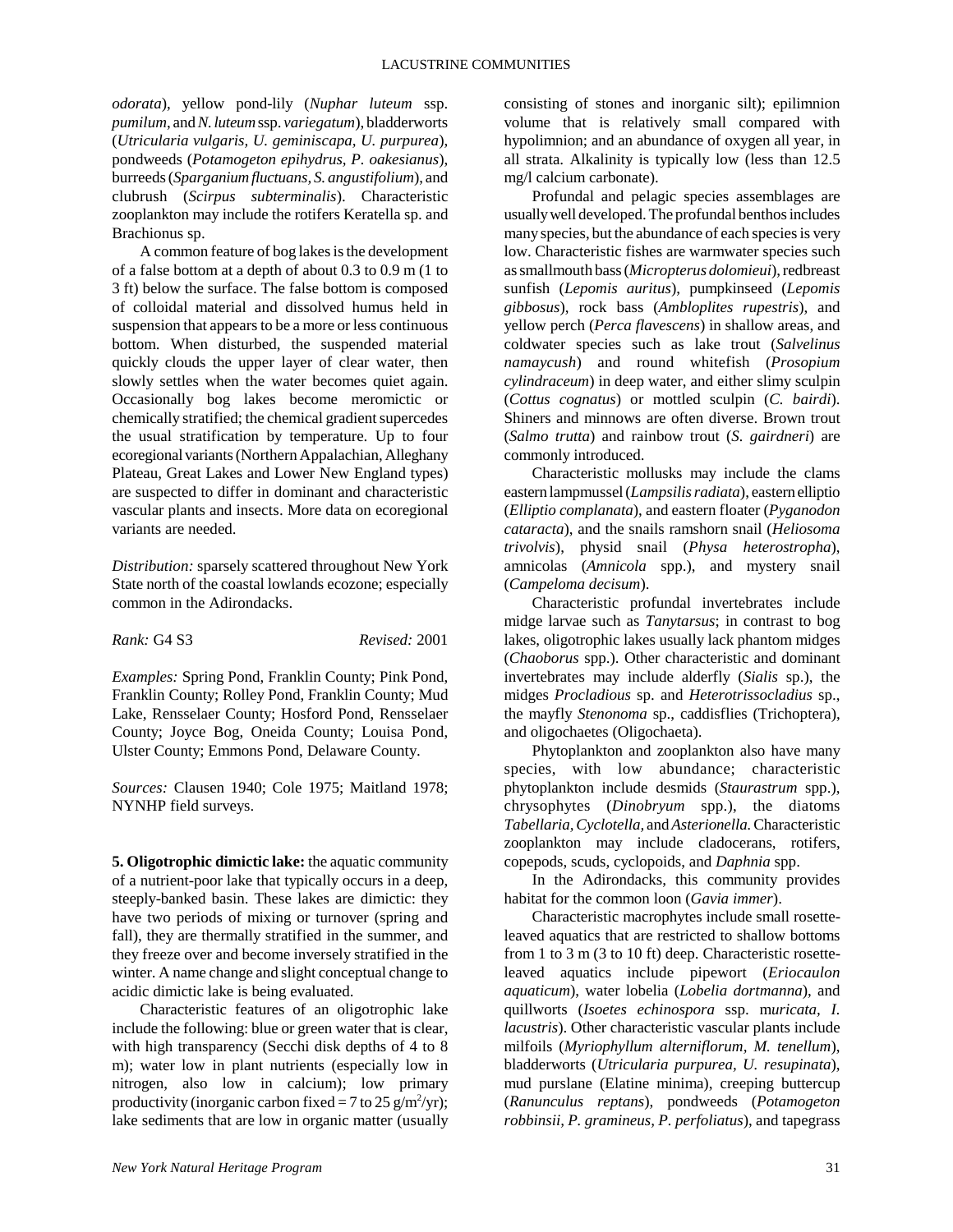*odorata*), yellow pond-lily (*Nuphar luteum* ssp. *pumilum*, and *N. luteum* ssp. *variegatum*), bladderworts (*Utricularia vulgaris, U. geminiscapa, U. purpurea*), pondweeds (*Potamogeton epihydrus, P. oakesianus*), burreeds (*Sparganium fluctuans, S. angustifolium*), and clubrush (*Scirpus subterminalis*). Characteristic zooplankton may include the rotifers Keratella sp. and Brachionus sp.

A common feature of bog lakes is the development of a false bottom at a depth of about 0.3 to 0.9 m (1 to 3 ft) below the surface. The false bottom is composed of colloidal material and dissolved humus held in suspension that appears to be a more or less continuous bottom. When disturbed, the suspended material quickly clouds the upper layer of clear water, then slowly settles when the water becomes quiet again. Occasionally bog lakes become meromictic or chemically stratified; the chemical gradient supercedes the usual stratification by temperature. Up to four ecoregional variants (Northern Appalachian, Alleghany Plateau, Great Lakes and Lower New England types) are suspected to differ in dominant and characteristic vascular plants and insects. More data on ecoregional variants are needed.

*Distribution:* sparsely scattered throughout New York State north of the coastal lowlands ecozone; especially common in the Adirondacks.

*Rank:* G4 S3 *Revised:* 2001

*Examples:* Spring Pond, Franklin County; Pink Pond, Franklin County; Rolley Pond, Franklin County; Mud Lake, Rensselaer County; Hosford Pond, Rensselaer County; Joyce Bog, Oneida County; Louisa Pond, Ulster County; Emmons Pond, Delaware County.

*Sources:* Clausen 1940; Cole 1975; Maitland 1978; NYNHP field surveys.

**5. Oligotrophic dimictic lake:** the aquatic community of a nutrient-poor lake that typically occurs in a deep, steeply-banked basin. These lakes are dimictic: they have two periods of mixing or turnover (spring and fall), they are thermally stratified in the summer, and they freeze over and become inversely stratified in the winter. A name change and slight conceptual change to acidic dimictic lake is being evaluated.

Characteristic features of an oligotrophic lake include the following: blue or green water that is clear, with high transparency (Secchi disk depths of 4 to 8 m); water low in plant nutrients (especially low in nitrogen, also low in calcium); low primary productivity (inorganic carbon fixed = 7 to 25 g/m$^2$/yr); lake sediments that are low in organic matter (usually consisting of stones and inorganic silt); epilimnion volume that is relatively small compared with hypolimnion; and an abundance of oxygen all year, in all strata. Alkalinity is typically low (less than 12.5 mg/l calcium carbonate).

Profundal and pelagic species assemblages are usually well developed. The profundal benthos includes many species, but the abundance of each species is very low. Characteristic fishes are warmwater species such as smallmouth bass (*Micropterus dolomieui*), redbreast sunfish (*Lepomis auritus*), pumpkinseed (*Lepomis gibbosus*), rock bass (*Ambloplites rupestris*), and yellow perch (*Perca flavescens*) in shallow areas, and coldwater species such as lake trout (*Salvelinus namaycush*) and round whitefish (*Prosopium cylindraceum*) in deep water, and either slimy sculpin (*Cottus cognatus*) or mottled sculpin (*C. bairdi*). Shiners and minnows are often diverse. Brown trout (*Salmo trutta*) and rainbow trout (*S. gairdneri*) are commonly introduced.

Characteristic mollusks may include the clams eastern lampmussel (*Lampsilis radiata*), eastern elliptio (*Elliptio complanata*), and eastern floater (*Pyganodon cataracta*), and the snails ramshorn snail (*Heliosoma trivolvis*), physid snail (*Physa heterostropha*), amnicolas (*Amnicola* spp.), and mystery snail (*Campeloma decisum*).

Characteristic profundal invertebrates include midge larvae such as *Tanytarsus*; in contrast to bog lakes, oligotrophic lakes usually lack phantom midges (*Chaoborus* spp.). Other characteristic and dominant invertebrates may include alderfly (*Sialis* sp.), the midges *Procladius* sp. and *Heterotrissocladius* sp., the mayfly *Stenonoma* sp., caddisflies (Trichoptera), and oligochaetes (Oligochaeta).

Phytoplankton and zooplankton also have many species, with low abundance; characteristic phytoplankton include desmids (*Staurastrum* spp.), chrysophytes (*Dinobryum* spp.), the diatoms *Tabellaria, Cyclotella,* and *Asterionella.* Characteristic zooplankton may include cladocerans, rotifers, copepods, scuds, cyclopoids, and *Daphnia* spp.

In the Adirondacks, this community provides habitat for the common loon (*Gavia immer*).

Characteristic macrophytes include small rosette-leaved aquatics that are restricted to shallow bottoms from 1 to 3 m (3 to 10 ft) deep. Characteristic rosette-leaved aquatics include pipewort (*Eriocaulon aquaticum*), water lobelia (*Lobelia dortmanna*), and quillworts (*Isoetes echinospora* ssp. m*uricata, I. lacustris*). Other characteristic vascular plants include milfoils (*Myriophyllum alterniflorum, M. tenellum*), bladderworts (*Utricularia purpurea, U. resupinata*), mud purslane (Elatine minima), creeping buttercup (*Ranunculus reptans*), pondweeds (*Potamogeton robbinsii, P. gramineus, P. perfoliatus*), and tapegrass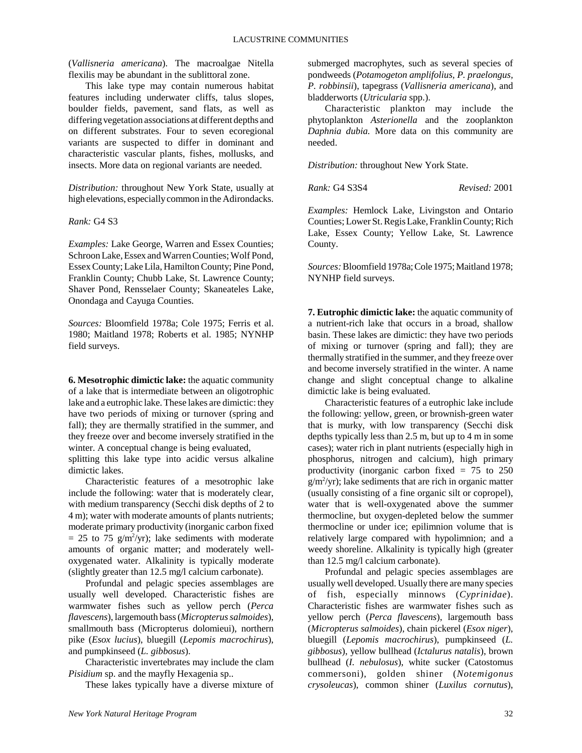(*Vallisneria americana*). The macroalgae Nitella flexilis may be abundant in the sublittoral zone.

This lake type may contain numerous habitat features including underwater cliffs, talus slopes, boulder fields, pavement, sand flats, as well as differing vegetation associations at different depths and on different substrates. Four to seven ecoregional variants are suspected to differ in dominant and characteristic vascular plants, fishes, mollusks, and insects. More data on regional variants are needed.

*Distribution:* throughout New York State, usually at high elevations, especially common in the Adirondacks.

*Rank:* G4 S3

*Examples:* Lake George, Warren and Essex Counties; Schroon Lake, Essex and Warren Counties; Wolf Pond, Essex County; Lake Lila, Hamilton County; Pine Pond, Franklin County; Chubb Lake, St. Lawrence County; Shaver Pond, Rensselaer County; Skaneateles Lake, Onondaga and Cayuga Counties.

*Sources:* Bloomfield 1978a; Cole 1975; Ferris et al. 1980; Maitland 1978; Roberts et al. 1985; NYNHP field surveys.

**6. Mesotrophic dimictic lake:** the aquatic community of a lake that is intermediate between an oligotrophic lake and a eutrophic lake. These lakes are dimictic: they have two periods of mixing or turnover (spring and fall); they are thermally stratified in the summer, and they freeze over and become inversely stratified in the winter. A conceptual change is being evaluated, splitting this lake type into acidic versus alkaline dimictic lakes.

Characteristic features of a mesotrophic lake include the following: water that is moderately clear, with medium transparency (Secchi disk depths of 2 to 4 m); water with moderate amounts of plants nutrients; moderate primary productivity (inorganic carbon fixed = 25 to 75 g/m$^2$/yr); lake sediments with moderate amounts of organic matter; and moderately well-oxygenated water. Alkalinity is typically moderate (slightly greater than 12.5 mg/l calcium carbonate).

Profundal and pelagic species assemblages are usually well developed. Characteristic fishes are warmwater fishes such as yellow perch (*Perca flavescens*), largemouth bass (*Micropterus salmoides*), smallmouth bass (Micropterus dolomieui), northern pike (*Esox lucius*), bluegill (*Lepomis macrochirus*), and pumpkinseed (*L. gibbosus*).

Characteristic invertebrates may include the clam *Pisidium* sp. and the mayfly Hexagenia sp..

These lakes typically have a diverse mixture of submerged macrophytes, such as several species of pondweeds (*Potamogeton amplifolius, P. praelongus, P. robbinsii*), tapegrass (*Vallisneria americana*), and bladderworts (*Utricularia* spp.).

Characteristic plankton may include the phytoplankton *Asterionella* and the zooplankton *Daphnia dubia.* More data on this community are needed.

*Distribution:* throughout New York State.

*Rank:* G4 S3S4 *Revised:* 2001

*Examples:* Hemlock Lake, Livingston and Ontario Counties; Lower St. Regis Lake, Franklin County; Rich Lake, Essex County; Yellow Lake, St. Lawrence County.

*Sources:* Bloomfield 1978a; Cole 1975; Maitland 1978; NYNHP field surveys.

**7. Eutrophic dimictic lake:** the aquatic community of a nutrient-rich lake that occurs in a broad, shallow basin. These lakes are dimictic: they have two periods of mixing or turnover (spring and fall); they are thermally stratified in the summer, and they freeze over and become inversely stratified in the winter. A name change and slight conceptual change to alkaline dimictic lake is being evaluated.

Characteristic features of a eutrophic lake include the following: yellow, green, or brownish-green water that is murky, with low transparency (Secchi disk depths typically less than 2.5 m, but up to 4 m in some cases); water rich in plant nutrients (especially high in phosphorus, nitrogen and calcium), high primary productivity (inorganic carbon fixed = 75 to 250 g/m$^2$/yr); lake sediments that are rich in organic matter (usually consisting of a fine organic silt or copropel), water that is well-oxygenated above the summer thermocline, but oxygen-depleted below the summer thermocline or under ice; epilimnion volume that is relatively large compared with hypolimnion; and a weedy shoreline. Alkalinity is typically high (greater than 12.5 mg/l calcium carbonate).

Profundal and pelagic species assemblages are usually well developed. Usually there are many species of fish, especially minnows (*Cyprinidae*). Characteristic fishes are warmwater fishes such as yellow perch (*Perca flavescens*), largemouth bass (*Micropterus salmoides*), chain pickerel (*Esox niger*), bluegill (*Lepomis macrochirus*), pumpkinseed (*L. gibbosus*), yellow bullhead (*Ictalurus natalis*), brown bullhead (*I. nebulosus*), white sucker (Catostomus commersoni), golden shiner (*Notemigonus crysoleucas*), common shiner (*Luxilus cornutus*),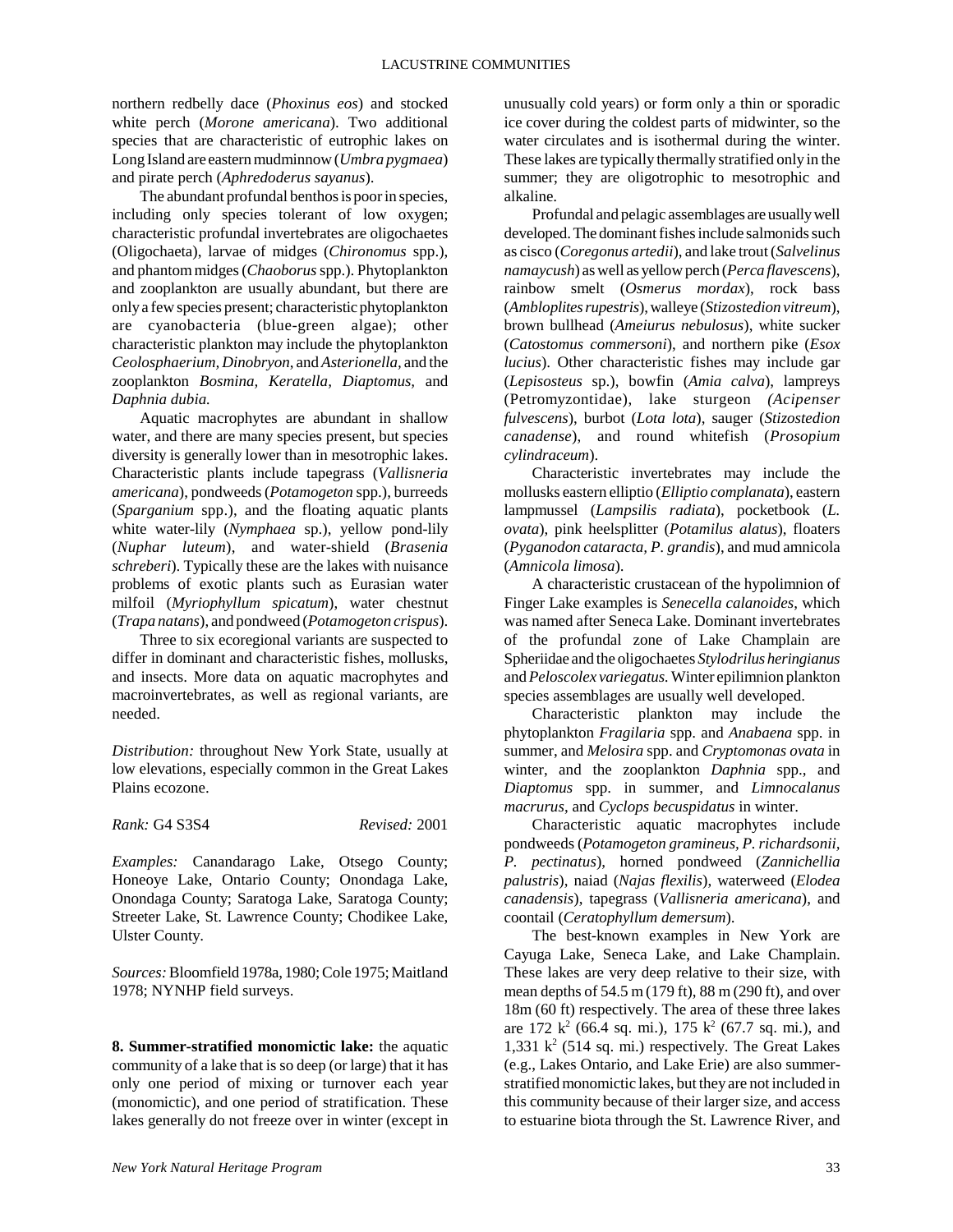northern redbelly dace (*Phoxinus eos*) and stocked white perch (*Morone americana*). Two additional species that are characteristic of eutrophic lakes on Long Island are eastern mudminnow (*Umbra pygmaea*) and pirate perch (*Aphredoderus sayanus*).

The abundant profundal benthos is poor in species, including only species tolerant of low oxygen; characteristic profundal invertebrates are oligochaetes (Oligochaeta), larvae of midges (*Chironomus* spp.), and phantom midges (*Chaoborus* spp.). Phytoplankton and zooplankton are usually abundant, but there are only a few species present; characteristic phytoplankton are cyanobacteria (blue-green algae); other characteristic plankton may include the phytoplankton *Ceolosphaerium, Dinobryon*, and *Asterionella,* and the zooplankton *Bosmina, Keratella, Diaptomus,* and *Daphnia dubia.*

Aquatic macrophytes are abundant in shallow water, and there are many species present, but species diversity is generally lower than in mesotrophic lakes. Characteristic plants include tapegrass (*Vallisneria americana*), pondweeds (*Potamogeton* spp.), burreeds (*Sparganium* spp.), and the floating aquatic plants white water-lily (*Nymphaea* sp.), yellow pond-lily (*Nuphar luteum*), and water-shield (*Brasenia schreberi*). Typically these are the lakes with nuisance problems of exotic plants such as Eurasian water milfoil (*Myriophyllum spicatum*), water chestnut (*Trapa natans*), and pondweed (*Potamogeton crispus*).

Three to six ecoregional variants are suspected to differ in dominant and characteristic fishes, mollusks, and insects. More data on aquatic macrophytes and macroinvertebrates, as well as regional variants, are needed.

*Distribution:* throughout New York State, usually at low elevations, especially common in the Great Lakes Plains ecozone.

*Rank:* G4 S3S4 *Revised:* 2001

*Examples:* Canandarago Lake, Otsego County; Honeoye Lake, Ontario County; Onondaga Lake, Onondaga County; Saratoga Lake, Saratoga County; Streeter Lake, St. Lawrence County; Chodikee Lake, Ulster County.

*Sources:* Bloomfield 1978a, 1980; Cole 1975; Maitland 1978; NYNHP field surveys.

**8. Summer-stratified monomictic lake:** the aquatic community of a lake that is so deep (or large) that it has only one period of mixing or turnover each year (monomictic), and one period of stratification. These lakes generally do not freeze over in winter (except in unusually cold years) or form only a thin or sporadic ice cover during the coldest parts of midwinter, so the water circulates and is isothermal during the winter. These lakes are typically thermally stratified only in the summer; they are oligotrophic to mesotrophic and alkaline.

Profundal and pelagic assemblages are usually well developed. The dominant fishes include salmonids such as cisco (*Coregonus artedii*), and lake trout (*Salvelinus namaycush*) as well as yellow perch (*Perca flavescens*), rainbow smelt (*Osmerus mordax*), rock bass (*Ambloplites rupestris*), walleye (*Stizostedion vitreum*), brown bullhead (*Ameiurus nebulosus*), white sucker (*Catostomus commersoni*), and northern pike (*Esox lucius*). Other characteristic fishes may include gar (*Lepisosteus* sp.), bowfin (*Amia calva*), lampreys (Petromyzontidae), lake sturgeon *(Acipenser fulvescens*), burbot (*Lota lota*), sauger (*Stizostedion canadense*), and round whitefish (*Prosopium cylindraceum*).

Characteristic invertebrates may include the mollusks eastern elliptio (*Elliptio complanata*), eastern lampmussel (*Lampsilis radiata*), pocketbook (*L. ovata*), pink heelsplitter (*Potamilus alatus*), floaters (*Pyganodon cataracta, P. grandis*), and mud amnicola (*Amnicola limosa*).

A characteristic crustacean of the hypolimnion of Finger Lake examples is *Senecella calanoides*, which was named after Seneca Lake. Dominant invertebrates of the profundal zone of Lake Champlain are Spheriidae and the oligochaetes *Stylodrilus heringianus* and *Peloscolex variegatus.* Winter epilimnion plankton species assemblages are usually well developed.

Characteristic plankton may include the phytoplankton *Fragilaria* spp. and *Anabaena* spp. in summer, and *Melosira* spp. and *Cryptomonas ovata* in winter, and the zooplankton *Daphnia* spp., and *Diaptomus* spp. in summer, and *Limnocalanus macrurus*, and *Cyclops becuspidatus* in winter.

Characteristic aquatic macrophytes include pondweeds (*Potamogeton gramineus, P. richardsonii, P. pectinatus*), horned pondweed (*Zannichellia palustris*), naiad (*Najas flexilis*), waterweed (*Elodea canadensis*), tapegrass (*Vallisneria americana*), and coontail (*Ceratophyllum demersum*).

The best-known examples in New York are Cayuga Lake, Seneca Lake, and Lake Champlain. These lakes are very deep relative to their size, with mean depths of 54.5 m (179 ft), 88 m (290 ft), and over 18m (60 ft) respectively. The area of these three lakes are 172 $k^2$ (66.4 sq. mi.), 175 $k^2$ (67.7 sq. mi.), and 1,331 $k^2$ (514 sq. mi.) respectively. The Great Lakes (e.g., Lakes Ontario, and Lake Erie) are also summer-stratified monomictic lakes, but they are not included in this community because of their larger size, and access to estuarine biota through the St. Lawrence River, and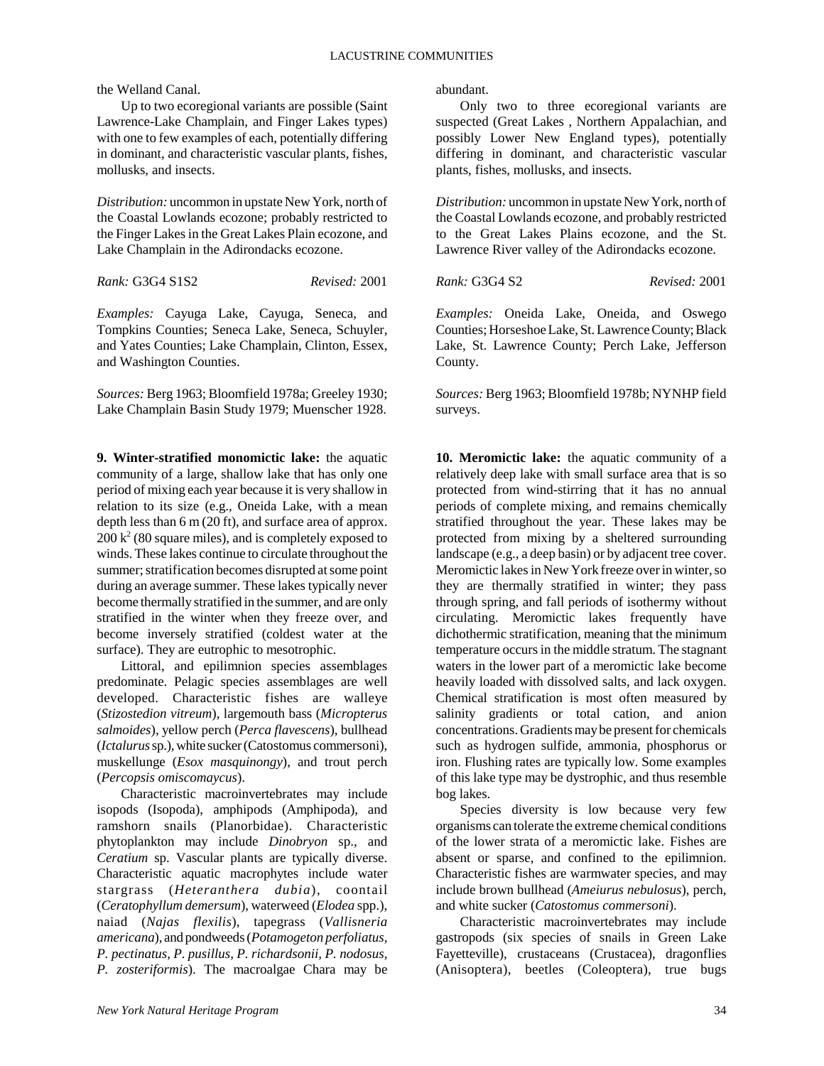the Welland Canal.

Up to two ecoregional variants are possible (Saint Lawrence-Lake Champlain, and Finger Lakes types) with one to few examples of each, potentially differing in dominant, and characteristic vascular plants, fishes, mollusks, and insects.

*Distribution:* uncommon in upstate New York, north of the Coastal Lowlands ecozone; probably restricted to the Finger Lakes in the Great Lakes Plain ecozone, and Lake Champlain in the Adirondacks ecozone.

*Rank:* G3G4 S1S2 *Revised:* 2001

*Examples:* Cayuga Lake, Cayuga, Seneca, and Tompkins Counties; Seneca Lake, Seneca, Schuyler, and Yates Counties; Lake Champlain, Clinton, Essex, and Washington Counties.

*Sources:* Berg 1963; Bloomfield 1978a; Greeley 1930; Lake Champlain Basin Study 1979; Muenscher 1928.

**9. Winter-stratified monomictic lake:** the aquatic community of a large, shallow lake that has only one period of mixing each year because it is very shallow in relation to its size (e.g., Oneida Lake, with a mean depth less than 6 m (20 ft), and surface area of approx. 200 $k^2$ (80 square miles), and is completely exposed to winds. These lakes continue to circulate throughout the summer; stratification becomes disrupted at some point during an average summer. These lakes typically never become thermally stratified in the summer, and are only stratified in the winter when they freeze over, and become inversely stratified (coldest water at the surface). They are eutrophic to mesotrophic.

Littoral, and epilimnion species assemblages predominate. Pelagic species assemblages are well developed. Characteristic fishes are walleye (*Stizostedion vitreum*), largemouth bass (*Micropterus salmoides*), yellow perch (*Perca flavescens*), bullhead (*Ictalurus* sp.), white sucker (Catostomus commersoni), muskellunge (*Esox masquinongy*), and trout perch (*Percopsis omiscomaycus*).

Characteristic macroinvertebrates may include isopods (Isopoda), amphipods (Amphipoda), and ramshorn snails (Planorbidae). Characteristic phytoplankton may include *Dinobryon* sp., and *Ceratium* sp. Vascular plants are typically diverse. Characteristic aquatic macrophytes include water stargrass (*Heteranthera dubia*), coontail (*Ceratophyllum demersum*), waterweed (*Elodea* spp.), naiad (*Najas flexilis*), tapegrass (*Vallisneria americana*), and pondweeds (*Potamogeton perfoliatus, P. pectinatus, P. pusillus, P. richardsonii, P. nodosus, P. zosteriformis*). The macroalgae Chara may be abundant.

Only two to three ecoregional variants are suspected (Great Lakes , Northern Appalachian, and possibly Lower New England types), potentially differing in dominant, and characteristic vascular plants, fishes, mollusks, and insects.

*Distribution:* uncommon in upstate New York, north of the Coastal Lowlands ecozone, and probably restricted to the Great Lakes Plains ecozone, and the St. Lawrence River valley of the Adirondacks ecozone.

*Rank:* G3G4 S2 *Revised:* 2001

*Examples:* Oneida Lake, Oneida, and Oswego Counties; Horseshoe Lake, St. Lawrence County; Black Lake, St. Lawrence County; Perch Lake, Jefferson County.

*Sources:* Berg 1963; Bloomfield 1978b; NYNHP field surveys.

**10. Meromictic lake:** the aquatic community of a relatively deep lake with small surface area that is so protected from wind-stirring that it has no annual periods of complete mixing, and remains chemically stratified throughout the year. These lakes may be protected from mixing by a sheltered surrounding landscape (e.g., a deep basin) or by adjacent tree cover. Meromictic lakes in New York freeze over in winter, so they are thermally stratified in winter; they pass through spring, and fall periods of isothermy without circulating. Meromictic lakes frequently have dichothermic stratification, meaning that the minimum temperature occurs in the middle stratum. The stagnant waters in the lower part of a meromictic lake become heavily loaded with dissolved salts, and lack oxygen. Chemical stratification is most often measured by salinity gradients or total cation, and anion concentrations. Gradients may be present for chemicals such as hydrogen sulfide, ammonia, phosphorus or iron. Flushing rates are typically low. Some examples of this lake type may be dystrophic, and thus resemble bog lakes.

Species diversity is low because very few organisms can tolerate the extreme chemical conditions of the lower strata of a meromictic lake. Fishes are absent or sparse, and confined to the epilimnion. Characteristic fishes are warmwater species, and may include brown bullhead (*Ameiurus nebulosus*), perch, and white sucker (*Catostomus commersoni*).

Characteristic macroinvertebrates may include gastropods (six species of snails in Green Lake Fayetteville), crustaceans (Crustacea), dragonflies (Anisoptera), beetles (Coleoptera), true bugs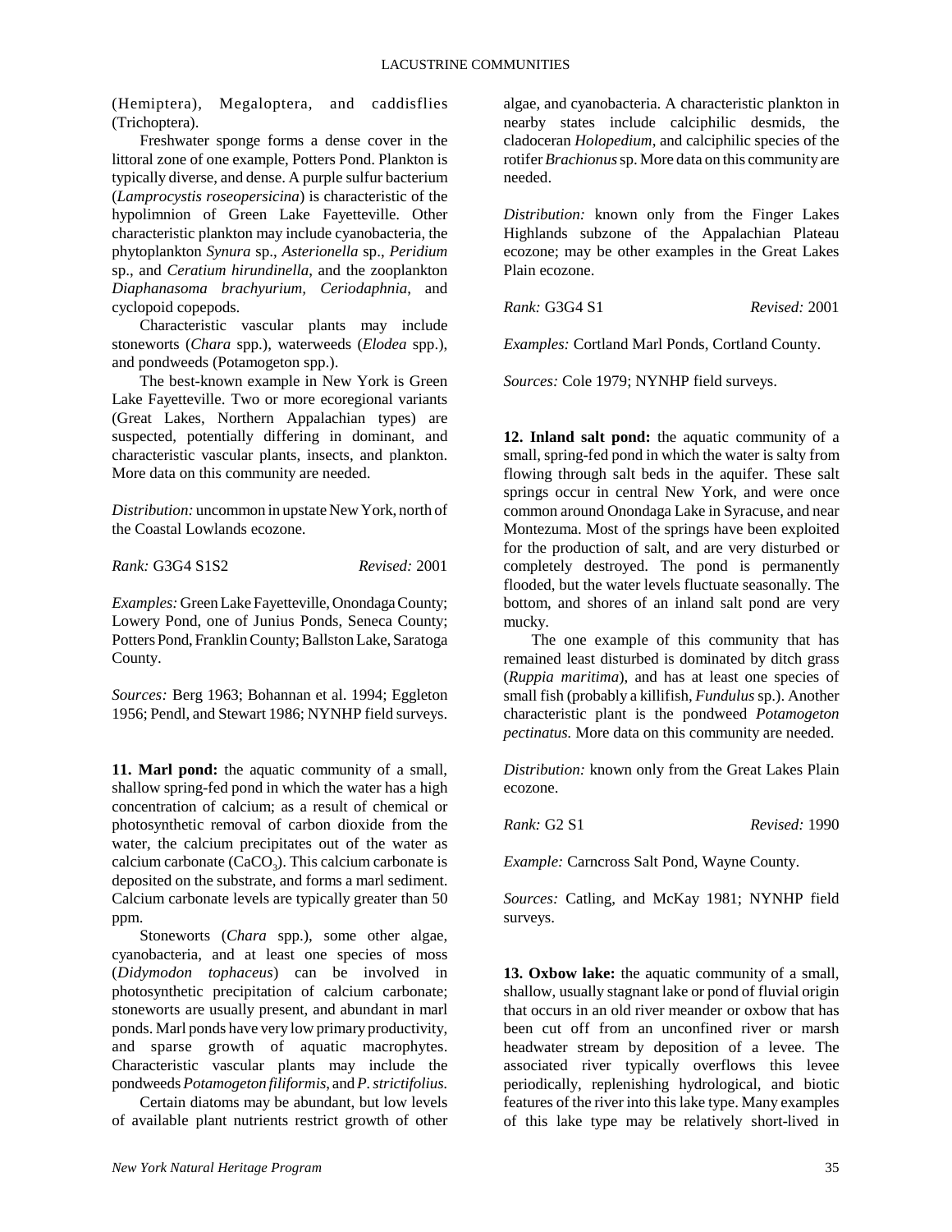(Hemiptera), Megaloptera, and caddisflies (Trichoptera).

Freshwater sponge forms a dense cover in the littoral zone of one example, Potters Pond. Plankton is typically diverse, and dense. A purple sulfur bacterium (*Lamprocystis roseopersicina*) is characteristic of the hypolimnion of Green Lake Fayetteville. Other characteristic plankton may include cyanobacteria, the phytoplankton *Synura* sp., *Asterionella* sp., *Peridium* sp., and *Ceratium hirundinella*, and the zooplankton *Diaphanasoma brachyurium*, *Ceriodaphnia*, and cyclopoid copepods.

Characteristic vascular plants may include stoneworts (*Chara* spp.), waterweeds (*Elodea* spp.), and pondweeds (Potamogeton spp.).

The best-known example in New York is Green Lake Fayetteville. Two or more ecoregional variants (Great Lakes, Northern Appalachian types) are suspected, potentially differing in dominant, and characteristic vascular plants, insects, and plankton. More data on this community are needed.

*Distribution:* uncommon in upstate New York, north of the Coastal Lowlands ecozone.

*Rank:* G3G4 S1S2 *Revised:* 2001

*Examples:* Green Lake Fayetteville, Onondaga County; Lowery Pond, one of Junius Ponds, Seneca County; Potters Pond, Franklin County; Ballston Lake, Saratoga County.

*Sources:* Berg 1963; Bohannan et al. 1994; Eggleton 1956; Pendl, and Stewart 1986; NYNHP field surveys.

**11. Marl pond:** the aquatic community of a small, shallow spring-fed pond in which the water has a high concentration of calcium; as a result of chemical or photosynthetic removal of carbon dioxide from the water, the calcium precipitates out of the water as calcium carbonate ($CaCO_3$). This calcium carbonate is deposited on the substrate, and forms a marl sediment. Calcium carbonate levels are typically greater than 50 ppm.

Stoneworts (*Chara* spp.), some other algae, cyanobacteria, and at least one species of moss (*Didymodon tophaceus*) can be involved in photosynthetic precipitation of calcium carbonate; stoneworts are usually present, and abundant in marl ponds. Marl ponds have very low primary productivity, and sparse growth of aquatic macrophytes. Characteristic vascular plants may include the pondweeds *Potamogeton filiformis*, and *P. strictifolius.*

Certain diatoms may be abundant, but low levels of available plant nutrients restrict growth of other algae, and cyanobacteria. A characteristic plankton in nearby states include calciphilic desmids, the cladoceran *Holopedium*, and calciphilic species of the rotifer *Brachionus* sp. More data on this community are needed.

*Distribution:* known only from the Finger Lakes Highlands subzone of the Appalachian Plateau ecozone; may be other examples in the Great Lakes Plain ecozone.

*Rank:* G3G4 S1 *Revised:* 2001

*Examples:* Cortland Marl Ponds, Cortland County.

*Sources:* Cole 1979; NYNHP field surveys.

**12. Inland salt pond:** the aquatic community of a small, spring-fed pond in which the water is salty from flowing through salt beds in the aquifer. These salt springs occur in central New York, and were once common around Onondaga Lake in Syracuse, and near Montezuma. Most of the springs have been exploited for the production of salt, and are very disturbed or completely destroyed. The pond is permanently flooded, but the water levels fluctuate seasonally. The bottom, and shores of an inland salt pond are very mucky.

The one example of this community that has remained least disturbed is dominated by ditch grass (*Ruppia maritima*), and has at least one species of small fish (probably a killifish, *Fundulus* sp.). Another characteristic plant is the pondweed *Potamogeton pectinatus.* More data on this community are needed.

*Distribution:* known only from the Great Lakes Plain ecozone.

*Rank:* G2 S1 *Revised:* 1990

*Example:* Carncross Salt Pond, Wayne County.

*Sources:* Catling, and McKay 1981; NYNHP field surveys.

**13. Oxbow lake:** the aquatic community of a small, shallow, usually stagnant lake or pond of fluvial origin that occurs in an old river meander or oxbow that has been cut off from an unconfined river or marsh headwater stream by deposition of a levee. The associated river typically overflows this levee periodically, replenishing hydrological, and biotic features of the river into this lake type. Many examples of this lake type may be relatively short-lived in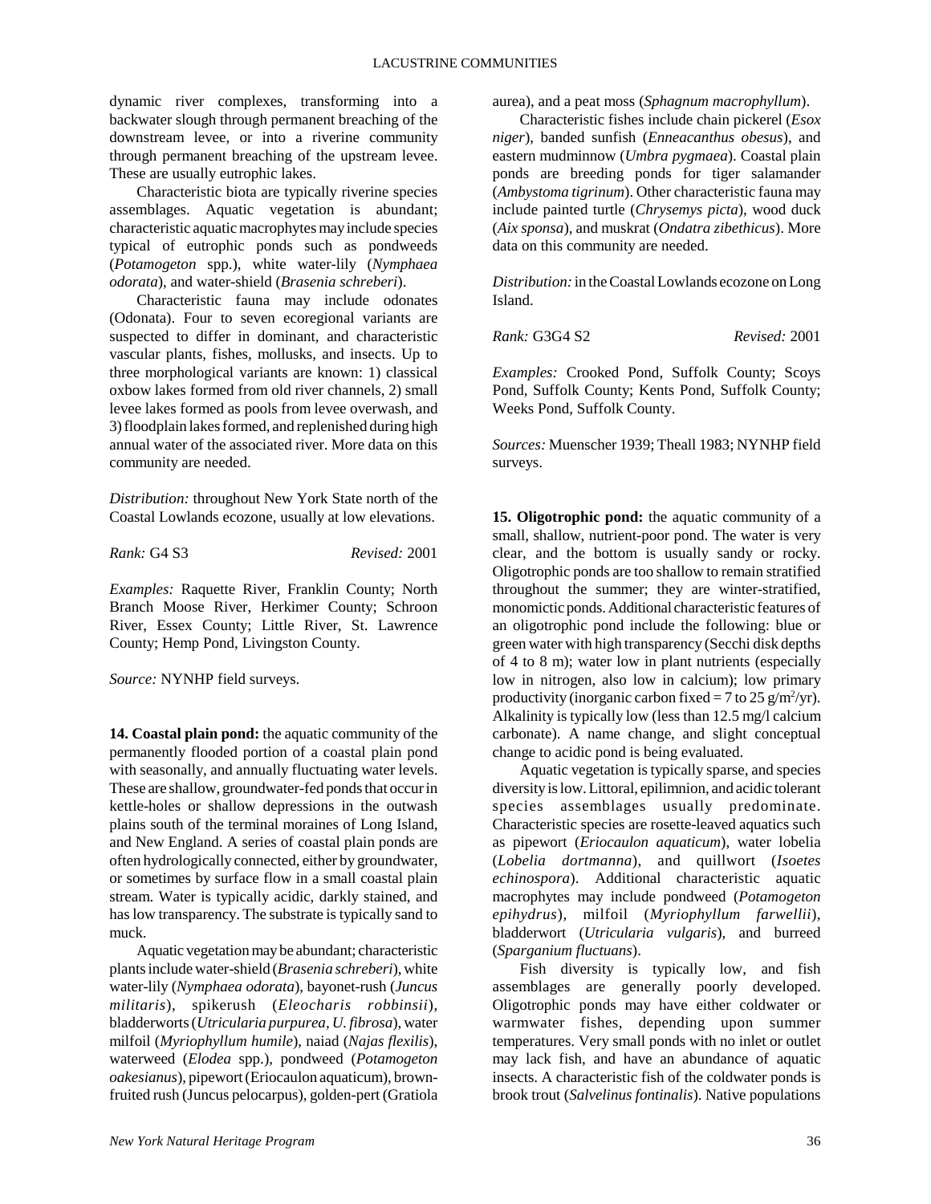dynamic river complexes, transforming into a backwater slough through permanent breaching of the downstream levee, or into a riverine community through permanent breaching of the upstream levee. These are usually eutrophic lakes.

Characteristic biota are typically riverine species assemblages. Aquatic vegetation is abundant; characteristic aquatic macrophytes may include species typical of eutrophic ponds such as pondweeds (*Potamogeton* spp.), white water-lily (*Nymphaea odorata*), and water-shield (*Brasenia schreberi*).

Characteristic fauna may include odonates (Odonata). Four to seven ecoregional variants are suspected to differ in dominant, and characteristic vascular plants, fishes, mollusks, and insects. Up to three morphological variants are known: 1) classical oxbow lakes formed from old river channels, 2) small levee lakes formed as pools from levee overwash, and 3) floodplain lakes formed, and replenished during high annual water of the associated river. More data on this community are needed.

*Distribution:* throughout New York State north of the Coastal Lowlands ecozone, usually at low elevations.

*Rank:* G4 S3 *Revised:* 2001

*Examples:* Raquette River, Franklin County; North Branch Moose River, Herkimer County; Schroon River, Essex County; Little River, St. Lawrence County; Hemp Pond, Livingston County.

*Source:* NYNHP field surveys.

**14. Coastal plain pond:** the aquatic community of the permanently flooded portion of a coastal plain pond with seasonally, and annually fluctuating water levels. These are shallow, groundwater-fed ponds that occur in kettle-holes or shallow depressions in the outwash plains south of the terminal moraines of Long Island, and New England. A series of coastal plain ponds are often hydrologically connected, either by groundwater, or sometimes by surface flow in a small coastal plain stream. Water is typically acidic, darkly stained, and has low transparency. The substrate is typically sand to muck.

Aquatic vegetation may be abundant; characteristic plants include water-shield (*Brasenia schreberi*), white water-lily (*Nymphaea odorata*), bayonet-rush (*Juncus militaris*), spikerush (*Eleocharis robbinsii*), bladderworts (*Utricularia purpurea, U. fibrosa*), water milfoil (*Myriophyllum humile*), naiad (*Najas flexilis*), waterweed (*Elodea* spp.), pondweed (*Potamogeton oakesianus*), pipewort (Eriocaulon aquaticum), brown-fruited rush (Juncus pelocarpus), golden-pert (Gratiola aurea), and a peat moss (*Sphagnum macrophyllum*).

Characteristic fishes include chain pickerel (*Esox niger*), banded sunfish (*Enneacanthus obesus*), and eastern mudminnow (*Umbra pygmaea*). Coastal plain ponds are breeding ponds for tiger salamander (*Ambystoma tigrinum*). Other characteristic fauna may include painted turtle (*Chrysemys picta*), wood duck (*Aix sponsa*), and muskrat (*Ondatra zibethicus*). More data on this community are needed.

*Distribution:* in the Coastal Lowlands ecozone on Long Island.

*Rank:* G3G4 S2 *Revised:* 2001

*Examples:* Crooked Pond, Suffolk County; Scoys Pond, Suffolk County; Kents Pond, Suffolk County; Weeks Pond, Suffolk County.

*Sources:* Muenscher 1939; Theall 1983; NYNHP field surveys.

**15. Oligotrophic pond:** the aquatic community of a small, shallow, nutrient-poor pond. The water is very clear, and the bottom is usually sandy or rocky. Oligotrophic ponds are too shallow to remain stratified throughout the summer; they are winter-stratified, monomictic ponds. Additional characteristic features of an oligotrophic pond include the following: blue or green water with high transparency (Secchi disk depths of 4 to 8 m); water low in plant nutrients (especially low in nitrogen, also low in calcium); low primary productivity (inorganic carbon fixed = 7 to 25 $g/m^2/yr$). Alkalinity is typically low (less than 12.5 mg/l calcium carbonate). A name change, and slight conceptual change to acidic pond is being evaluated.

Aquatic vegetation is typically sparse, and species diversity is low. Littoral, epilimnion, and acidic tolerant species assemblages usually predominate. Characteristic species are rosette-leaved aquatics such as pipewort (*Eriocaulon aquaticum*), water lobelia (*Lobelia dortmanna*), and quillwort (*Isoetes echinospora*). Additional characteristic aquatic macrophytes may include pondweed (*Potamogeton epihydrus*), milfoil (*Myriophyllum farwellii*), bladderwort (*Utricularia vulgaris*), and burreed (*Sparganium fluctuans*).

Fish diversity is typically low, and fish assemblages are generally poorly developed. Oligotrophic ponds may have either coldwater or warmwater fishes, depending upon summer temperatures. Very small ponds with no inlet or outlet may lack fish, and have an abundance of aquatic insects. A characteristic fish of the coldwater ponds is brook trout (*Salvelinus fontinalis*). Native populations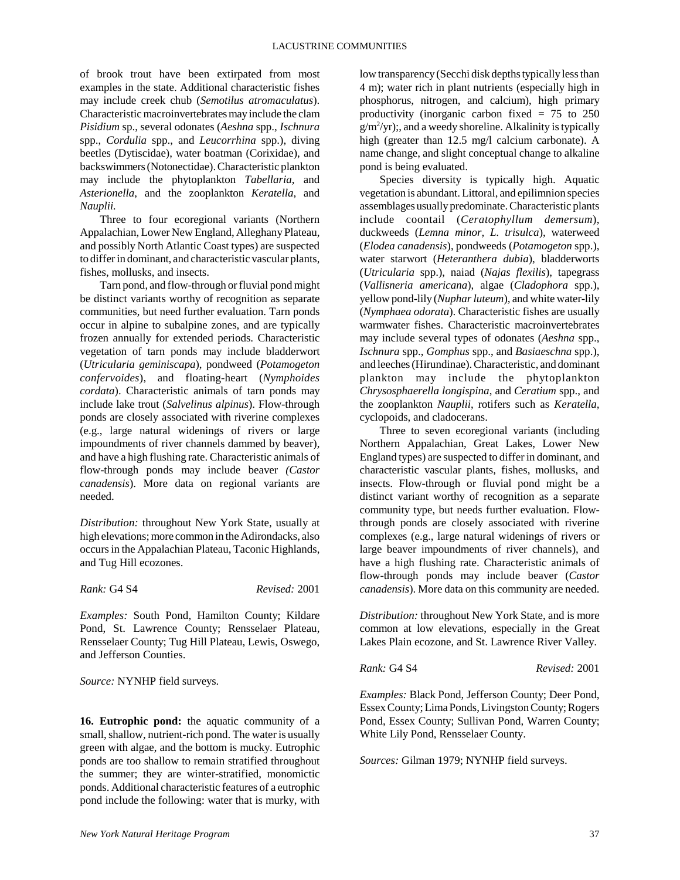of brook trout have been extirpated from most examples in the state. Additional characteristic fishes may include creek chub (*Semotilus atromaculatus*). Characteristic macroinvertebrates may include the clam *Pisidium* sp., several odonates (*Aeshna* spp., *Ischnura* spp., *Cordulia* spp., and *Leucorrhina* spp.), diving beetles (Dytiscidae), water boatman (Corixidae), and backswimmers (Notonectidae). Characteristic plankton may include the phytoplankton *Tabellaria*, and *Asterionella*, and the zooplankton *Keratella*, and *Nauplii.*

Three to four ecoregional variants (Northern Appalachian, Lower New England, Alleghany Plateau, and possibly North Atlantic Coast types) are suspected to differ in dominant, and characteristic vascular plants, fishes, mollusks, and insects.

Tarn pond, and flow-through or fluvial pond might be distinct variants worthy of recognition as separate communities, but need further evaluation. Tarn ponds occur in alpine to subalpine zones, and are typically frozen annually for extended periods. Characteristic vegetation of tarn ponds may include bladderwort (*Utricularia geminiscapa*), pondweed (*Potamogeton confervoides*), and floating-heart (*Nymphoides cordata*). Characteristic animals of tarn ponds may include lake trout (*Salvelinus alpinus*). Flow-through ponds are closely associated with riverine complexes (e.g., large natural widenings of rivers or large impoundments of river channels dammed by beaver), and have a high flushing rate. Characteristic animals of flow-through ponds may include beaver *(Castor canadensis*). More data on regional variants are needed.

*Distribution:* throughout New York State, usually at high elevations; more common in the Adirondacks, also occurs in the Appalachian Plateau, Taconic Highlands, and Tug Hill ecozones.

*Rank:* G4 S4 *Revised:* 2001

*Examples:* South Pond, Hamilton County; Kildare Pond, St. Lawrence County; Rensselaer Plateau, Rensselaer County; Tug Hill Plateau, Lewis, Oswego, and Jefferson Counties.

*Source:* NYNHP field surveys.

**16. Eutrophic pond:** the aquatic community of a small, shallow, nutrient-rich pond. The water is usually green with algae, and the bottom is mucky. Eutrophic ponds are too shallow to remain stratified throughout the summer; they are winter-stratified, monomictic ponds. Additional characteristic features of a eutrophic pond include the following: water that is murky, with low transparency (Secchi disk depths typically less than 4 m); water rich in plant nutrients (especially high in phosphorus, nitrogen, and calcium), high primary productivity (inorganic carbon fixed = 75 to 250 $g/m^2/yr$);, and a weedy shoreline. Alkalinity is typically high (greater than 12.5 mg/l calcium carbonate). A name change, and slight conceptual change to alkaline pond is being evaluated.

Species diversity is typically high. Aquatic vegetation is abundant. Littoral, and epilimnion species assemblages usually predominate. Characteristic plants include coontail (*Ceratophyllum demersum*), duckweeds (*Lemna minor*, *L. trisulca*), waterweed (*Elodea canadensis*), pondweeds (*Potamogeton* spp.), water starwort (*Heteranthera dubia*), bladderworts (*Utricularia* spp.), naiad (*Najas flexilis*), tapegrass (*Vallisneria americana*), algae (*Cladophora* spp.), yellow pond-lily (*Nuphar luteum*), and white water-lily (*Nymphaea odorata*). Characteristic fishes are usually warmwater fishes. Characteristic macroinvertebrates may include several types of odonates (*Aeshna* spp., *Ischnura* spp., *Gomphus* spp., and *Basiaeschna* spp.), and leeches (Hirundinae). Characteristic, and dominant plankton may include the phytoplankton *Chrysosphaerella longispina*, and *Ceratium* spp., and the zooplankton *Nauplii*, rotifers such as *Keratella*, cyclopoids, and cladocerans.

Three to seven ecoregional variants (including Northern Appalachian, Great Lakes, Lower New England types) are suspected to differ in dominant, and characteristic vascular plants, fishes, mollusks, and insects. Flow-through or fluvial pond might be a distinct variant worthy of recognition as a separate community type, but needs further evaluation. Flow-through ponds are closely associated with riverine complexes (e.g., large natural widenings of rivers or large beaver impoundments of river channels), and have a high flushing rate. Characteristic animals of flow-through ponds may include beaver (*Castor canadensis*). More data on this community are needed.

*Distribution:* throughout New York State, and is more common at low elevations, especially in the Great Lakes Plain ecozone, and St. Lawrence River Valley.

*Rank:* G4 S4 *Revised:* 2001

*Examples:* Black Pond, Jefferson County; Deer Pond, Essex County; Lima Ponds, Livingston County; Rogers Pond, Essex County; Sullivan Pond, Warren County; White Lily Pond, Rensselaer County.

*Sources:* Gilman 1979; NYNHP field surveys.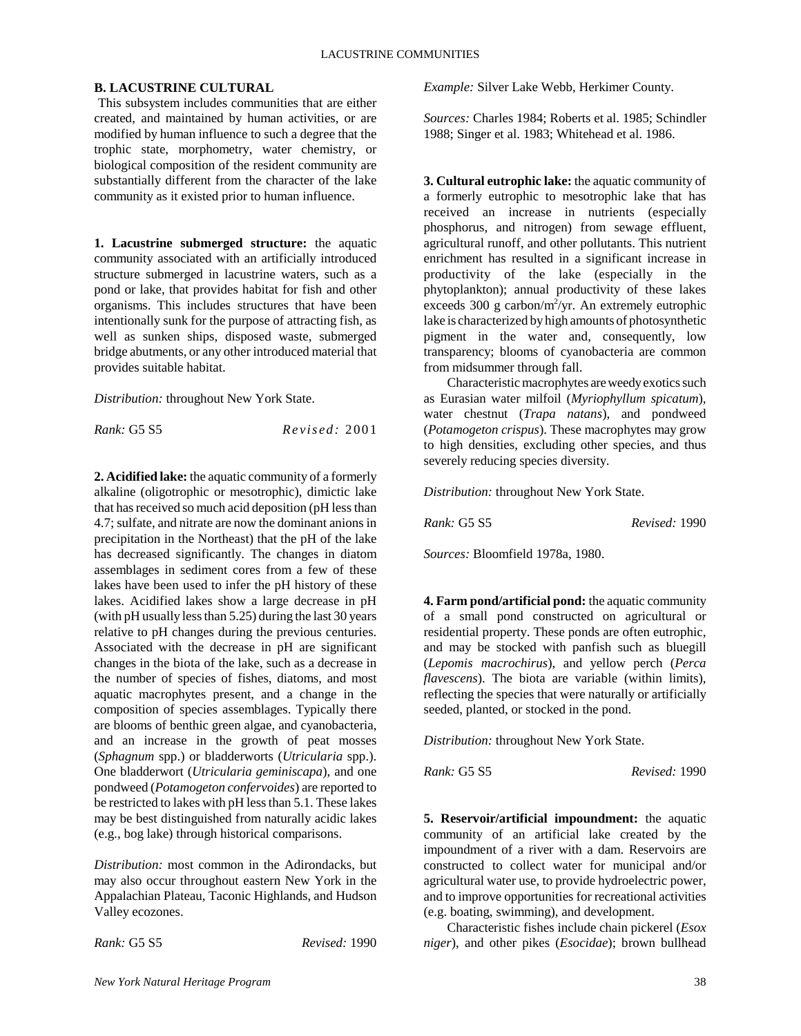### B. LACUSTRINE CULTURAL

This subsystem includes communities that are either created, and maintained by human activities, or are modified by human influence to such a degree that the trophic state, morphometry, water chemistry, or biological composition of the resident community are substantially different from the character of the lake community as it existed prior to human influence.

**1. Lacustrine submerged structure:** the aquatic community associated with an artificially introduced structure submerged in lacustrine waters, such as a pond or lake, that provides habitat for fish and other organisms. This includes structures that have been intentionally sunk for the purpose of attracting fish, as well as sunken ships, disposed waste, submerged bridge abutments, or any other introduced material that provides suitable habitat.

*Distribution:* throughout New York State.

*Rank:* G5 S5 *Revised:* 2001

**2. Acidified lake:** the aquatic community of a formerly alkaline (oligotrophic or mesotrophic), dimictic lake that has received so much acid deposition (pH less than 4.7; sulfate, and nitrate are now the dominant anions in precipitation in the Northeast) that the pH of the lake has decreased significantly. The changes in diatom assemblages in sediment cores from a few of these lakes have been used to infer the pH history of these lakes. Acidified lakes show a large decrease in pH (with pH usually less than 5.25) during the last 30 years relative to pH changes during the previous centuries. Associated with the decrease in pH are significant changes in the biota of the lake, such as a decrease in the number of species of fishes, diatoms, and most aquatic macrophytes present, and a change in the composition of species assemblages. Typically there are blooms of benthic green algae, and cyanobacteria, and an increase in the growth of peat mosses (*Sphagnum* spp.) or bladderworts (*Utricularia* spp.). One bladderwort (*Utricularia geminiscapa*), and one pondweed (*Potamogeton confervoides*) are reported to be restricted to lakes with pH less than 5.1. These lakes may be best distinguished from naturally acidic lakes (e.g., bog lake) through historical comparisons.

*Distribution:* most common in the Adirondacks, but may also occur throughout eastern New York in the Appalachian Plateau, Taconic Highlands, and Hudson Valley ecozones.

*Rank:* G5 S5 *Revised:* 1990

*Example:* Silver Lake Webb, Herkimer County.

*Sources:* Charles 1984; Roberts et al. 1985; Schindler 1988; Singer et al. 1983; Whitehead et al. 1986.

**3. Cultural eutrophic lake:** the aquatic community of a formerly eutrophic to mesotrophic lake that has received an increase in nutrients (especially phosphorus, and nitrogen) from sewage effluent, agricultural runoff, and other pollutants. This nutrient enrichment has resulted in a significant increase in productivity of the lake (especially in the phytoplankton); annual productivity of these lakes exceeds 300 g carbon/$m^2$/yr. An extremely eutrophic lake is characterized by high amounts of photosynthetic pigment in the water and, consequently, low transparency; blooms of cyanobacteria are common from midsummer through fall.

Characteristic macrophytes are weedy exotics such as Eurasian water milfoil (*Myriophyllum spicatum*), water chestnut (*Trapa natans*), and pondweed (*Potamogeton crispus*). These macrophytes may grow to high densities, excluding other species, and thus severely reducing species diversity.

*Distribution:* throughout New York State.

*Rank:* G5 S5 *Revised:* 1990

*Sources:* Bloomfield 1978a, 1980.

**4. Farm pond/artificial pond:** the aquatic community of a small pond constructed on agricultural or residential property. These ponds are often eutrophic, and may be stocked with panfish such as bluegill (*Lepomis macrochirus*), and yellow perch (*Perca flavescens*). The biota are variable (within limits), reflecting the species that were naturally or artificially seeded, planted, or stocked in the pond.

*Distribution:* throughout New York State.

*Rank:* G5 S5 *Revised:* 1990

**5. Reservoir/artificial impoundment:** the aquatic community of an artificial lake created by the impoundment of a river with a dam. Reservoirs are constructed to collect water for municipal and/or agricultural water use, to provide hydroelectric power, and to improve opportunities for recreational activities (e.g. boating, swimming), and development.

Characteristic fishes include chain pickerel (*Esox niger*), and other pikes (*Esocidae*); brown bullhead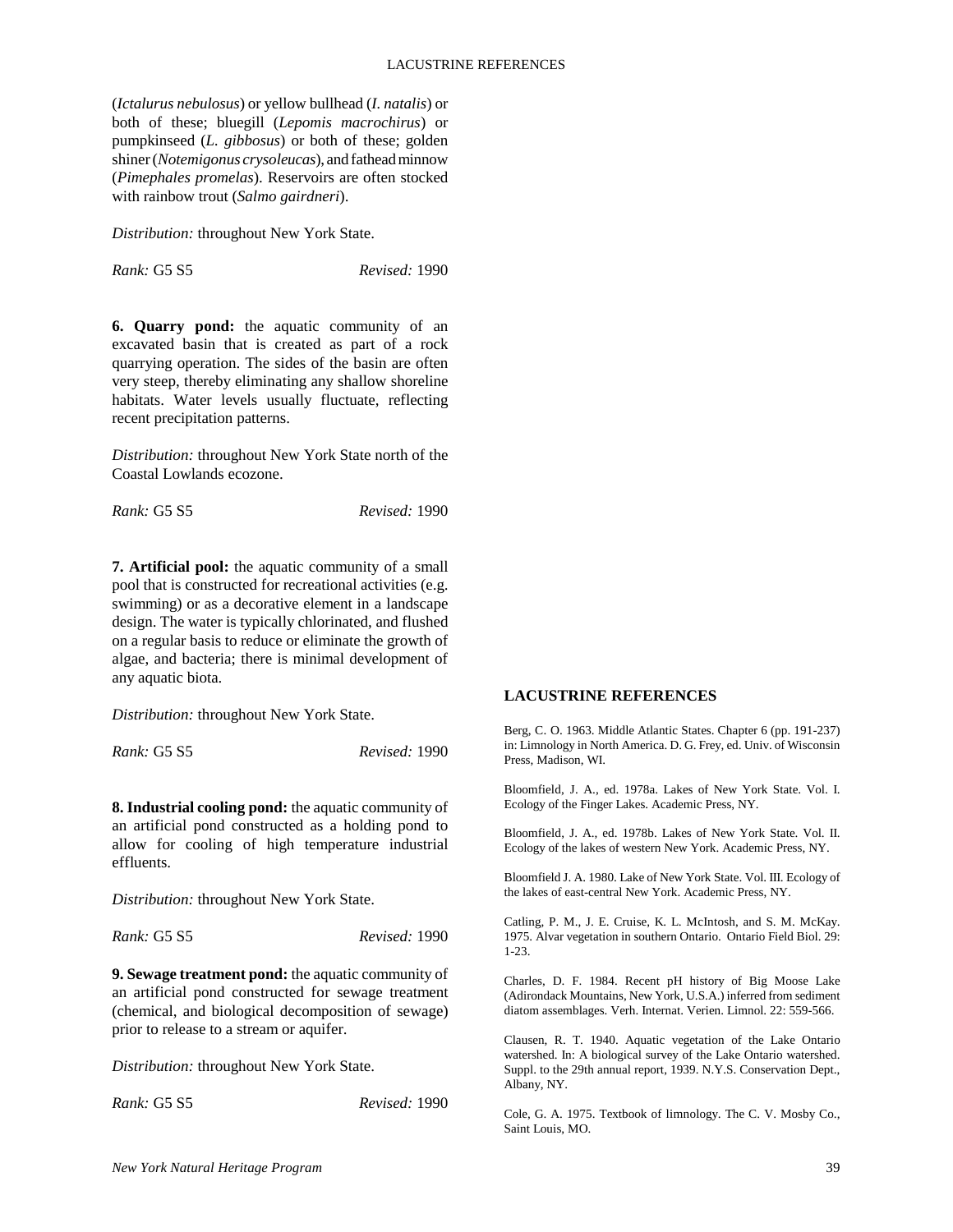(*Ictalurus nebulosus*) or yellow bullhead (*I. natalis*) or both of these; bluegill (*Lepomis macrochirus*) or pumpkinseed (*L. gibbosus*) or both of these; golden shiner (*Notemigonus crysoleucas*), and fathead minnow (*Pimephales promelas*). Reservoirs are often stocked with rainbow trout (*Salmo gairdneri*).

*Distribution:* throughout New York State.

*Rank:* G5 S5 *Revised:* 1990

**6. Quarry pond:** the aquatic community of an excavated basin that is created as part of a rock quarrying operation. The sides of the basin are often very steep, thereby eliminating any shallow shoreline habitats. Water levels usually fluctuate, reflecting recent precipitation patterns.

*Distribution:* throughout New York State north of the Coastal Lowlands ecozone.

*Rank:* G5 S5 *Revised:* 1990

**7. Artificial pool:** the aquatic community of a small pool that is constructed for recreational activities (e.g. swimming) or as a decorative element in a landscape design. The water is typically chlorinated, and flushed on a regular basis to reduce or eliminate the growth of algae, and bacteria; there is minimal development of any aquatic biota.

*Distribution:* throughout New York State.

*Rank:* G5 S5 *Revised:* 1990

**8. Industrial cooling pond:** the aquatic community of an artificial pond constructed as a holding pond to allow for cooling of high temperature industrial effluents.

*Distribution:* throughout New York State.

*Rank:* G5 S5 *Revised:* 1990

**9. Sewage treatment pond:** the aquatic community of an artificial pond constructed for sewage treatment (chemical, and biological decomposition of sewage) prior to release to a stream or aquifer.

*Distribution:* throughout New York State.

*Rank:* G5 S5 *Revised:* 1990

## LACUSTRINE REFERENCES

Berg, C. O. 1963. Middle Atlantic States. Chapter 6 (pp. 191-237) in: Limnology in North America. D. G. Frey, ed. Univ. of Wisconsin Press, Madison, WI.

Bloomfield, J. A., ed. 1978a. Lakes of New York State. Vol. I. Ecology of the Finger Lakes. Academic Press, NY.

Bloomfield, J. A., ed. 1978b. Lakes of New York State. Vol. II. Ecology of the lakes of western New York. Academic Press, NY.

Bloomfield J. A. 1980. Lake of New York State. Vol. III. Ecology of the lakes of east-central New York. Academic Press, NY.

Catling, P. M., J. E. Cruise, K. L. McIntosh, and S. M. McKay. 1975. Alvar vegetation in southern Ontario. Ontario Field Biol. 29: 1-23.

Charles, D. F. 1984. Recent pH history of Big Moose Lake (Adirondack Mountains, New York, U.S.A.) inferred from sediment diatom assemblages. Verh. Internat. Verien. Limnol. 22: 559-566.

Clausen, R. T. 1940. Aquatic vegetation of the Lake Ontario watershed. In: A biological survey of the Lake Ontario watershed. Suppl. to the 29th annual report, 1939. N.Y.S. Conservation Dept., Albany, NY.

Cole, G. A. 1975. Textbook of limnology. The C. V. Mosby Co., Saint Louis, MO.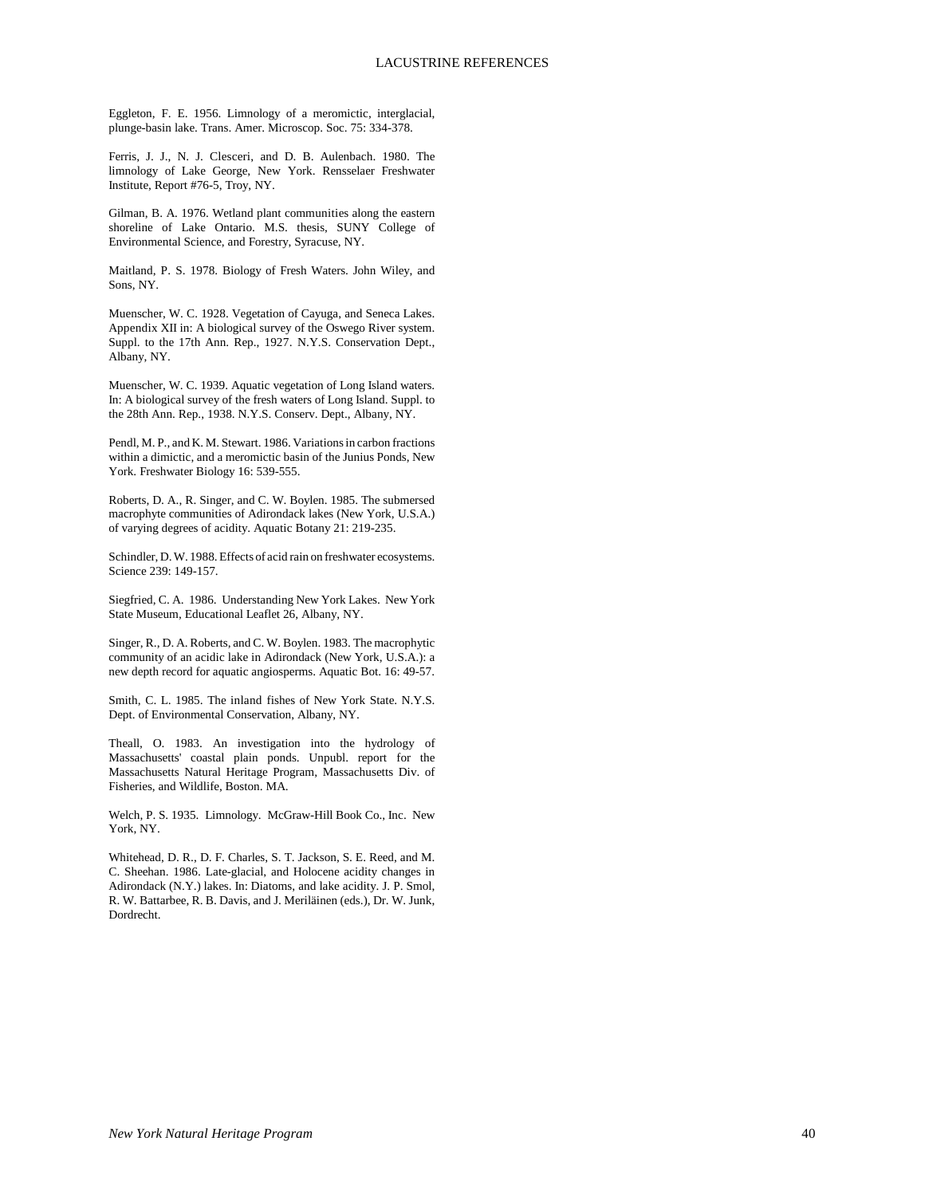Eggleton, F. E. 1956. Limnology of a meromictic, interglacial, plunge-basin lake. Trans. Amer. Microscop. Soc. 75: 334-378.

Ferris, J. J., N. J. Clesceri, and D. B. Aulenbach. 1980. The limnology of Lake George, New York. Rensselaer Freshwater Institute, Report #76-5, Troy, NY.

Gilman, B. A. 1976. Wetland plant communities along the eastern shoreline of Lake Ontario. M.S. thesis, SUNY College of Environmental Science, and Forestry, Syracuse, NY.

Maitland, P. S. 1978. Biology of Fresh Waters. John Wiley, and Sons, NY.

Muenscher, W. C. 1928. Vegetation of Cayuga, and Seneca Lakes. Appendix XII in: A biological survey of the Oswego River system. Suppl. to the 17th Ann. Rep., 1927. N.Y.S. Conservation Dept., Albany, NY.

Muenscher, W. C. 1939. Aquatic vegetation of Long Island waters. In: A biological survey of the fresh waters of Long Island. Suppl. to the 28th Ann. Rep., 1938. N.Y.S. Conserv. Dept., Albany, NY.

Pendl, M. P., and K. M. Stewart. 1986. Variations in carbon fractions within a dimictic, and a meromictic basin of the Junius Ponds, New York. Freshwater Biology 16: 539-555.

Roberts, D. A., R. Singer, and C. W. Boylen. 1985. The submersed macrophyte communities of Adirondack lakes (New York, U.S.A.) of varying degrees of acidity. Aquatic Botany 21: 219-235.

Schindler, D. W. 1988. Effects of acid rain on freshwater ecosystems. Science 239: 149-157.

Siegfried, C. A. 1986. Understanding New York Lakes. New York State Museum, Educational Leaflet 26, Albany, NY.

Singer, R., D. A. Roberts, and C. W. Boylen. 1983. The macrophytic community of an acidic lake in Adirondack (New York, U.S.A.): a new depth record for aquatic angiosperms. Aquatic Bot. 16: 49-57.

Smith, C. L. 1985. The inland fishes of New York State. N.Y.S. Dept. of Environmental Conservation, Albany, NY.

Theall, O. 1983. An investigation into the hydrology of Massachusetts' coastal plain ponds. Unpubl. report for the Massachusetts Natural Heritage Program, Massachusetts Div. of Fisheries, and Wildlife, Boston. MA.

Welch, P. S. 1935. Limnology. McGraw-Hill Book Co., Inc. New York, NY.

Whitehead, D. R., D. F. Charles, S. T. Jackson, S. E. Reed, and M. C. Sheehan. 1986. Late-glacial, and Holocene acidity changes in Adirondack (N.Y.) lakes. In: Diatoms, and lake acidity. J. P. Smol, R. W. Battarbee, R. B. Davis, and J. Meriläinen (eds.), Dr. W. Junk, Dordrecht.